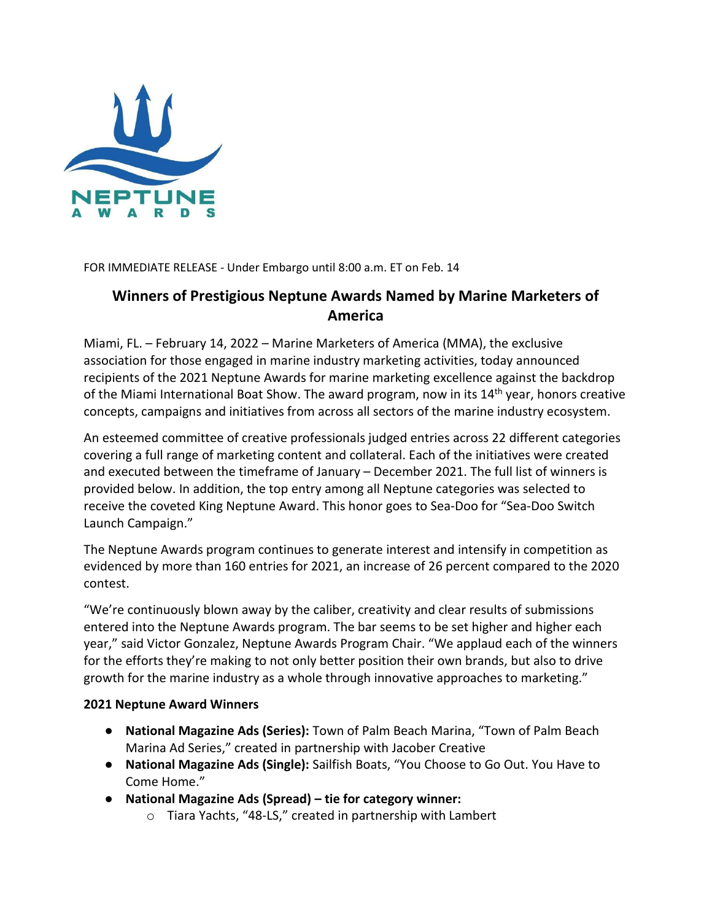FOR IMMEDIATE RELEASE - Under Embargo until 8:00 a.m. ET on Feb. 14

# Winners of Prestigious Neptune Awards Named by Marine Marketers of America

Miami, FL. – February 14, 2022 – Marine Marketers of America (MMA), the exclusive association for those engaged in marine industry marketing activities, today announced recipients of the 2021 Neptune Awards for marine marketing excellence against the backdrop of the Miami International Boat Show. The award program, now in its 14th year, honors creative concepts, campaigns and initiatives from across all sectors of the marine industry ecosystem.

An esteemed committee of creative professionals judged entries across 22 different categories covering a full range of marketing content and collateral. Each of the initiatives were created and executed between the timeframe of January – December 2021. The full list of winners is provided below. In addition, the top entry among all Neptune categories was selected to receive the coveted King Neptune Award. This honor goes to Sea-Doo for "Sea-Doo Switch Launch Campaign."

The Neptune Awards program continues to generate interest and intensify in competition as evidenced by more than 160 entries for 2021, an increase of 26 percent compared to the 2020 contest.

"We're continuously blown away by the caliber, creativity and clear results of submissions entered into the Neptune Awards program. The bar seems to be set higher and higher each year," said Victor Gonzalez, Neptune Awards Program Chair. "We applaud each of the winners for the efforts they're making to not only better position their own brands, but also to drive growth for the marine industry as a whole through innovative approaches to marketing."

**2021 Neptune Award Winners**

- **National Magazine Ads (Series):** Town of Palm Beach Marina, "Town of Palm Beach Marina Ad Series," created in partnership with Jacober Creative
- **National Magazine Ads (Single):** Sailfish Boats, "You Choose to Go Out. You Have to Come Home."
- **National Magazine Ads (Spread) – tie for category winner:**
  - Tiara Yachts, "48-LS," created in partnership with Lambert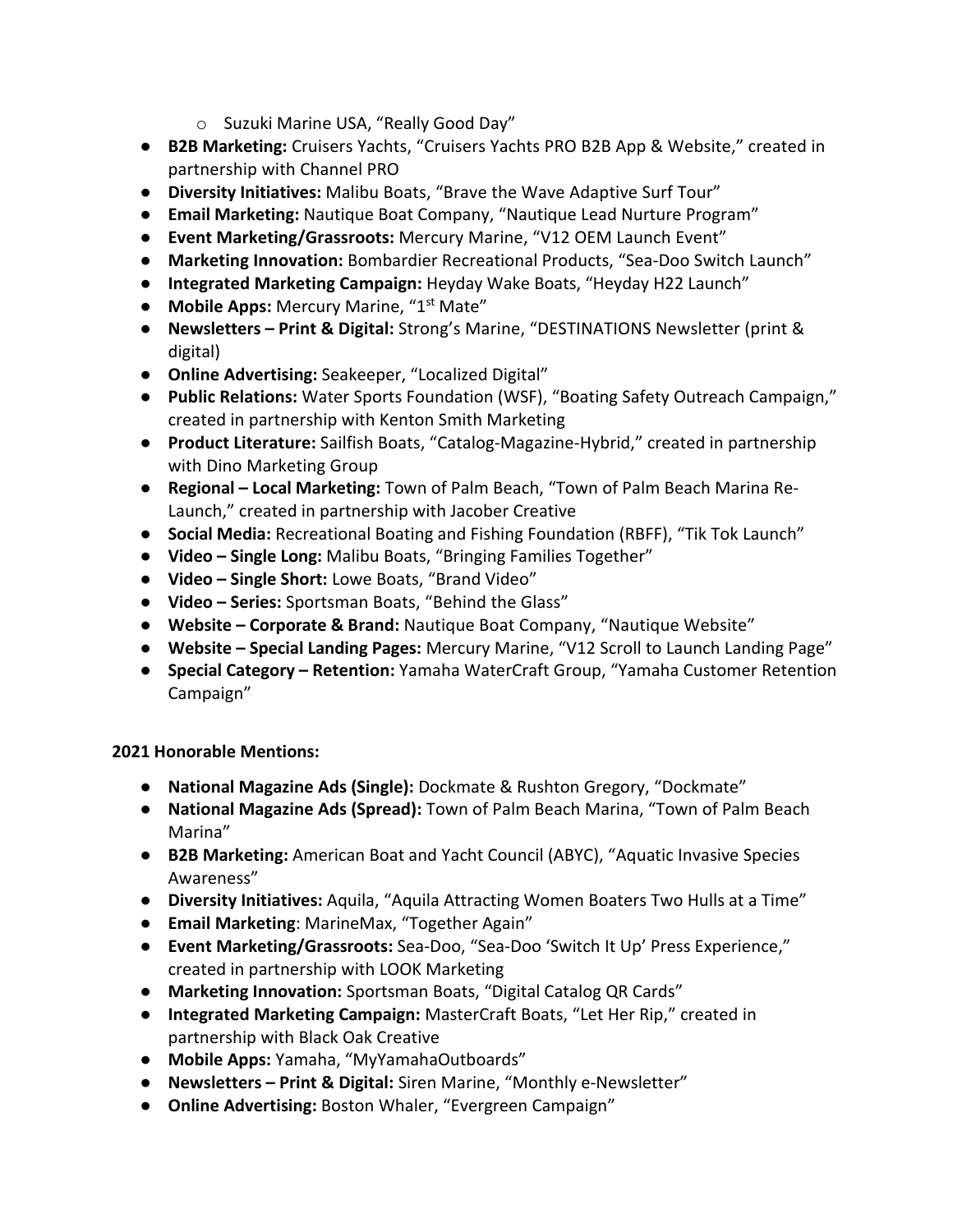- Suzuki Marine USA, "Really Good Day"
- **B2B Marketing:** Cruisers Yachts, "Cruisers Yachts PRO B2B App & Website," created in partnership with Channel PRO
- **Diversity Initiatives:** Malibu Boats, "Brave the Wave Adaptive Surf Tour"
- **Email Marketing:** Nautique Boat Company, "Nautique Lead Nurture Program"
- **Event Marketing/Grassroots:** Mercury Marine, "V12 OEM Launch Event"
- **Marketing Innovation:** Bombardier Recreational Products, "Sea-Doo Switch Launch"
- **Integrated Marketing Campaign:** Heyday Wake Boats, "Heyday H22 Launch"
- **Mobile Apps:** Mercury Marine, "1st Mate"
- **Newsletters – Print & Digital:** Strong's Marine, "DESTINATIONS Newsletter (print & digital)
- **Online Advertising:** Seakeeper, "Localized Digital"
- **Public Relations:** Water Sports Foundation (WSF), "Boating Safety Outreach Campaign," created in partnership with Kenton Smith Marketing
- **Product Literature:** Sailfish Boats, "Catalog-Magazine-Hybrid," created in partnership with Dino Marketing Group
- **Regional – Local Marketing:** Town of Palm Beach, "Town of Palm Beach Marina Re-Launch," created in partnership with Jacober Creative
- **Social Media:** Recreational Boating and Fishing Foundation (RBFF), "Tik Tok Launch"
- **Video – Single Long:** Malibu Boats, "Bringing Families Together"
- **Video – Single Short:** Lowe Boats, "Brand Video"
- **Video – Series:** Sportsman Boats, "Behind the Glass"
- **Website – Corporate & Brand:** Nautique Boat Company, "Nautique Website"
- **Website – Special Landing Pages:** Mercury Marine, "V12 Scroll to Launch Landing Page"
- **Special Category – Retention:** Yamaha WaterCraft Group, "Yamaha Customer Retention Campaign"

**2021 Honorable Mentions:**

- **National Magazine Ads (Single):** Dockmate & Rushton Gregory, "Dockmate"
- **National Magazine Ads (Spread):** Town of Palm Beach Marina, "Town of Palm Beach Marina"
- **B2B Marketing:** American Boat and Yacht Council (ABYC), "Aquatic Invasive Species Awareness"
- **Diversity Initiatives:** Aquila, "Aquila Attracting Women Boaters Two Hulls at a Time"
- **Email Marketing**: MarineMax, "Together Again"
- **Event Marketing/Grassroots:** Sea-Doo, "Sea-Doo 'Switch It Up' Press Experience," created in partnership with LOOK Marketing
- **Marketing Innovation:** Sportsman Boats, "Digital Catalog QR Cards"
- **Integrated Marketing Campaign:** MasterCraft Boats, "Let Her Rip," created in partnership with Black Oak Creative
- **Mobile Apps:** Yamaha, "MyYamahaOutboards"
- **Newsletters – Print & Digital:** Siren Marine, "Monthly e-Newsletter"
- **Online Advertising:** Boston Whaler, "Evergreen Campaign"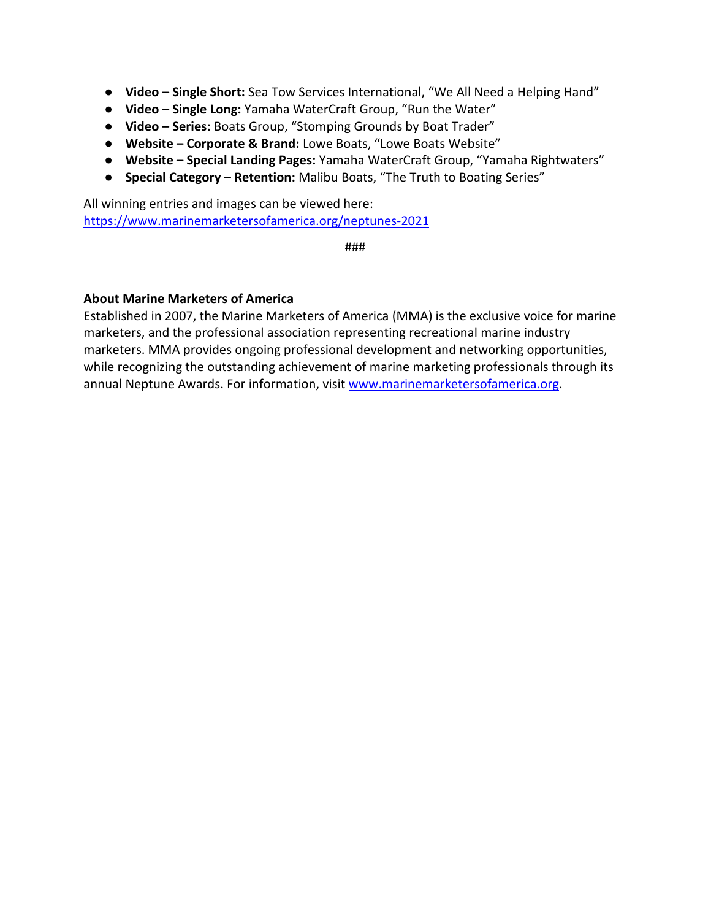- **Video – Single Short:** Sea Tow Services International, “We All Need a Helping Hand”
- **Video – Single Long:** Yamaha WaterCraft Group, “Run the Water”
- **Video – Series:** Boats Group, “Stomping Grounds by Boat Trader”
- **Website – Corporate & Brand:** Lowe Boats, “Lowe Boats Website”
- **Website – Special Landing Pages:** Yamaha WaterCraft Group, “Yamaha Rightwaters”
- **Special Category – Retention:** Malibu Boats, “The Truth to Boating Series”

All winning entries and images can be viewed here: [https://www.marinemarketersofamerica.org/neptunes-2021](https://www.marinemarketersofamerica.org/neptunes-2021)

###

**About Marine Marketers of America**

Established in 2007, the Marine Marketers of America (MMA) is the exclusive voice for marine marketers, and the professional association representing recreational marine industry marketers. MMA provides ongoing professional development and networking opportunities, while recognizing the outstanding achievement of marine marketing professionals through its annual Neptune Awards. For information, visit [www.marinemarketersofamerica.org](http://www.marinemarketersofamerica.org).